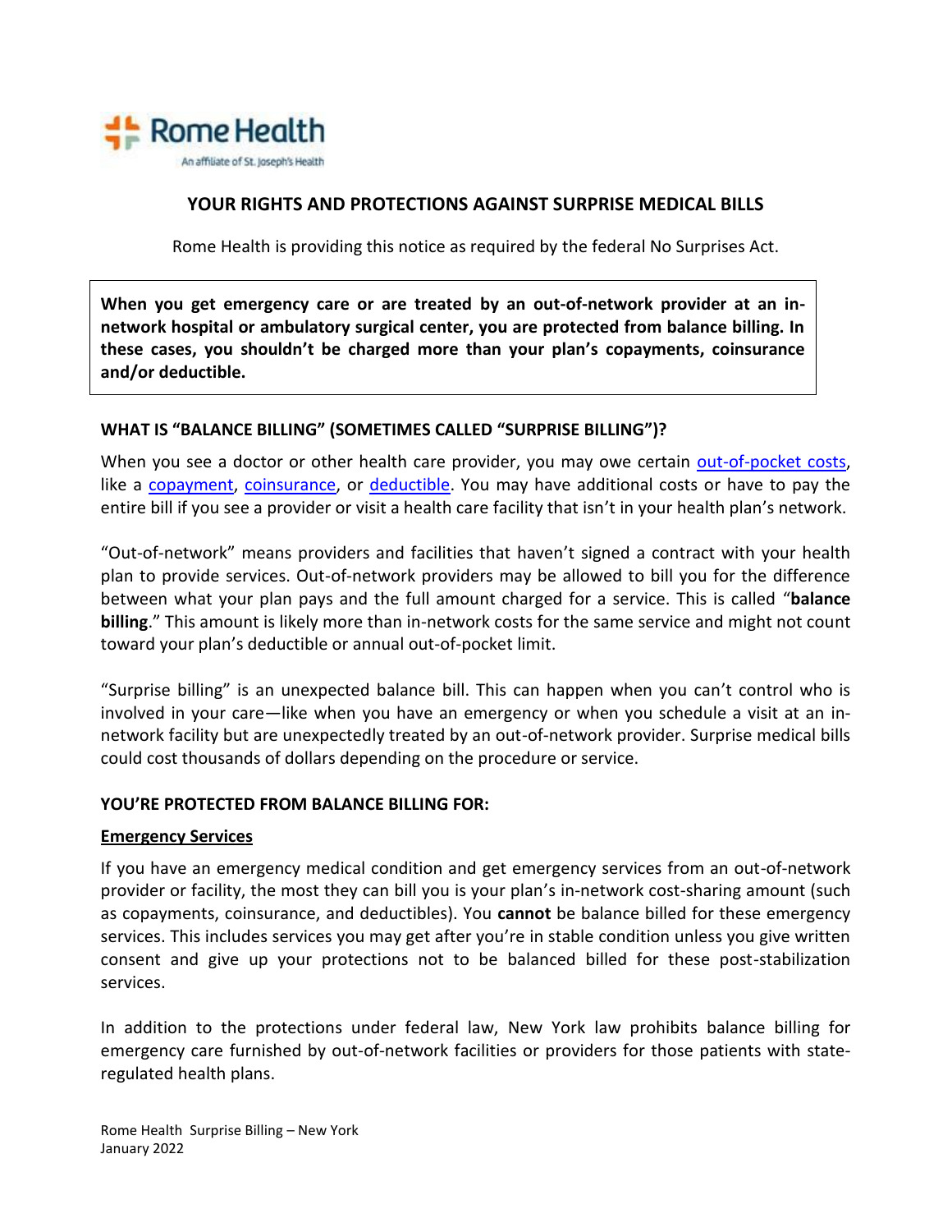Rome Health

An affiliate of St. Joseph's Health

## YOUR RIGHTS AND PROTECTIONS AGAINST SURPRISE MEDICAL BILLS

Rome Health is providing this notice as required by the federal No Surprises Act.

**When you get emergency care or are treated by an out-of-network provider at an in-network hospital or ambulatory surgical center, you are protected from balance billing. In these cases, you shouldn't be charged more than your plan's copayments, coinsurance and/or deductible.**

### WHAT IS "BALANCE BILLING" (SOMETIMES CALLED "SURPRISE BILLING")?

When you see a doctor or other health care provider, you may owe certain out-of-pocket costs, like a copayment, coinsurance, or deductible. You may have additional costs or have to pay the entire bill if you see a provider or visit a health care facility that isn't in your health plan's network.

"Out-of-network" means providers and facilities that haven't signed a contract with your health plan to provide services. Out-of-network providers may be allowed to bill you for the difference between what your plan pays and the full amount charged for a service. This is called "**balance billing**." This amount is likely more than in-network costs for the same service and might not count toward your plan's deductible or annual out-of-pocket limit.

"Surprise billing" is an unexpected balance bill. This can happen when you can't control who is involved in your care—like when you have an emergency or when you schedule a visit at an in-network facility but are unexpectedly treated by an out-of-network provider. Surprise medical bills could cost thousands of dollars depending on the procedure or service.

### YOU'RE PROTECTED FROM BALANCE BILLING FOR:

#### Emergency Services

If you have an emergency medical condition and get emergency services from an out-of-network provider or facility, the most they can bill you is your plan's in-network cost-sharing amount (such as copayments, coinsurance, and deductibles). You **cannot** be balance billed for these emergency services. This includes services you may get after you're in stable condition unless you give written consent and give up your protections not to be balanced billed for these post-stabilization services.

In addition to the protections under federal law, New York law prohibits balance billing for emergency care furnished by out-of-network facilities or providers for those patients with state-regulated health plans.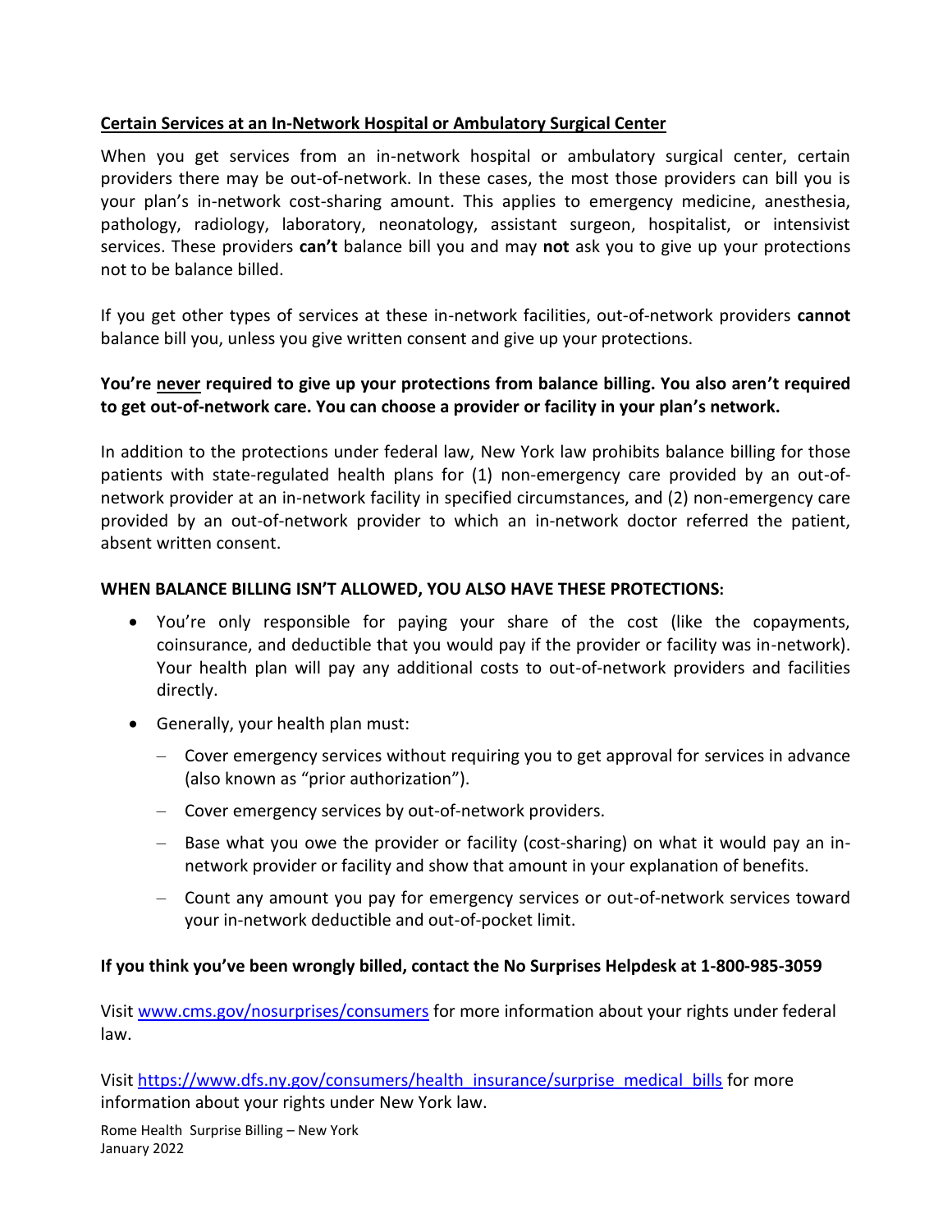**Certain Services at an In-Network Hospital or Ambulatory Surgical Center**

When you get services from an in-network hospital or ambulatory surgical center, certain providers there may be out-of-network. In these cases, the most those providers can bill you is your plan's in-network cost-sharing amount. This applies to emergency medicine, anesthesia, pathology, radiology, laboratory, neonatology, assistant surgeon, hospitalist, or intensivist services. These providers **can't** balance bill you and may **not** ask you to give up your protections not to be balance billed.

If you get other types of services at these in-network facilities, out-of-network providers **cannot** balance bill you, unless you give written consent and give up your protections.

**You're never required to give up your protections from balance billing. You also aren't required to get out-of-network care. You can choose a provider or facility in your plan's network.**

In addition to the protections under federal law, New York law prohibits balance billing for those patients with state-regulated health plans for (1) non-emergency care provided by an out-of-network provider at an in-network facility in specified circumstances, and (2) non-emergency care provided by an out-of-network provider to which an in-network doctor referred the patient, absent written consent.

**WHEN BALANCE BILLING ISN'T ALLOWED, YOU ALSO HAVE THESE PROTECTIONS:**

- You're only responsible for paying your share of the cost (like the copayments, coinsurance, and deductible that you would pay if the provider or facility was in-network). Your health plan will pay any additional costs to out-of-network providers and facilities directly.
- Generally, your health plan must:
  - Cover emergency services without requiring you to get approval for services in advance (also known as "prior authorization").
  - Cover emergency services by out-of-network providers.
  - Base what you owe the provider or facility (cost-sharing) on what it would pay an in-network provider or facility and show that amount in your explanation of benefits.
  - Count any amount you pay for emergency services or out-of-network services toward your in-network deductible and out-of-pocket limit.

**If you think you've been wrongly billed, contact the No Surprises Helpdesk at 1-800-985-3059**

Visit www.cms.gov/nosurprises/consumers for more information about your rights under federal law.

Visit https://www.dfs.ny.gov/consumers/health_insurance/surprise_medical_bills for more information about your rights under New York law.

Rome Health Surprise Billing – New York
January 2022